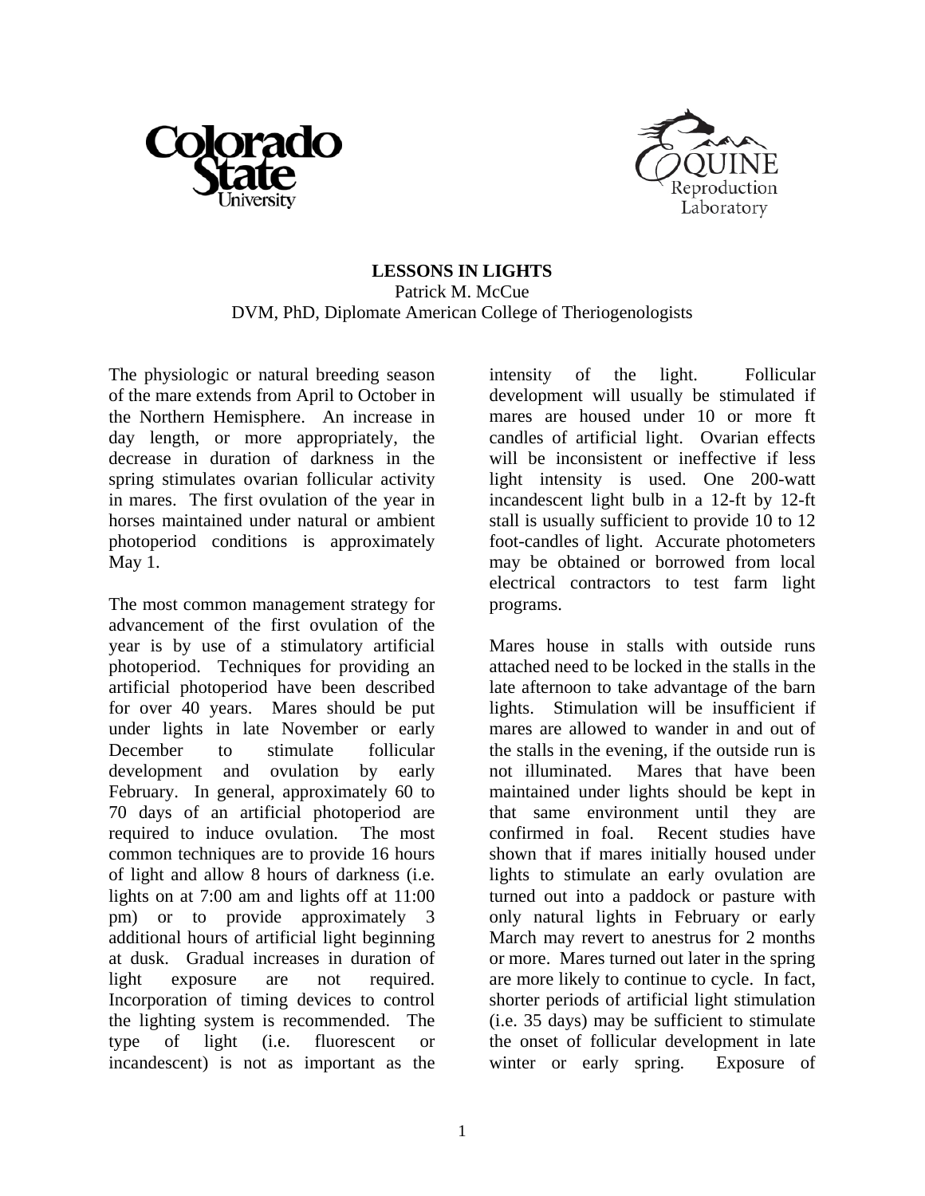# LESSONS IN LIGHTS

Patrick M. McCue
DVM, PhD, Diplomate American College of Theriogenologists

The physiologic or natural breeding season of the mare extends from April to October in the Northern Hemisphere. An increase in day length, or more appropriately, the decrease in duration of darkness in the spring stimulates ovarian follicular activity in mares. The first ovulation of the year in horses maintained under natural or ambient photoperiod conditions is approximately May 1.

The most common management strategy for advancement of the first ovulation of the year is by use of a stimulatory artificial photoperiod. Techniques for providing an artificial photoperiod have been described for over 40 years. Mares should be put under lights in late November or early December to stimulate follicular development and ovulation by early February. In general, approximately 60 to 70 days of an artificial photoperiod are required to induce ovulation. The most common techniques are to provide 16 hours of light and allow 8 hours of darkness (i.e. lights on at 7:00 am and lights off at 11:00 pm) or to provide approximately 3 additional hours of artificial light beginning at dusk. Gradual increases in duration of light exposure are not required. Incorporation of timing devices to control the lighting system is recommended. The type of light (i.e. fluorescent or incandescent) is not as important as the intensity of the light. Follicular development will usually be stimulated if mares are housed under 10 or more ft candles of artificial light. Ovarian effects will be inconsistent or ineffective if less light intensity is used. One 200-watt incandescent light bulb in a 12-ft by 12-ft stall is usually sufficient to provide 10 to 12 foot-candles of light. Accurate photometers may be obtained or borrowed from local electrical contractors to test farm light programs.

Mares house in stalls with outside runs attached need to be locked in the stalls in the late afternoon to take advantage of the barn lights. Stimulation will be insufficient if mares are allowed to wander in and out of the stalls in the evening, if the outside run is not illuminated. Mares that have been maintained under lights should be kept in that same environment until they are confirmed in foal. Recent studies have shown that if mares initially housed under lights to stimulate an early ovulation are turned out into a paddock or pasture with only natural lights in February or early March may revert to anestrus for 2 months or more. Mares turned out later in the spring are more likely to continue to cycle. In fact, shorter periods of artificial light stimulation (i.e. 35 days) may be sufficient to stimulate the onset of follicular development in late winter or early spring. Exposure of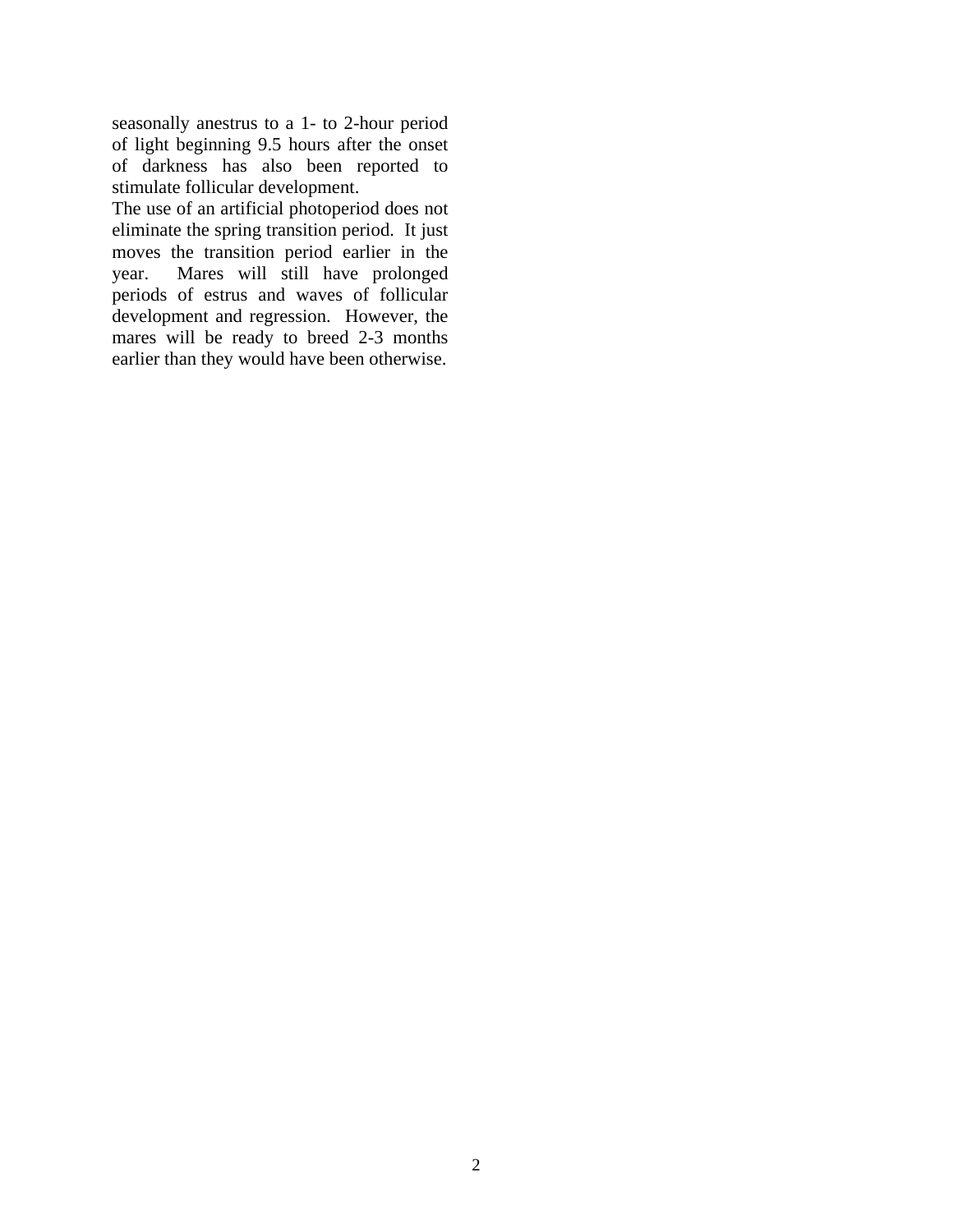seasonally anestrus to a 1- to 2-hour period of light beginning 9.5 hours after the onset of darkness has also been reported to stimulate follicular development.

The use of an artificial photoperiod does not eliminate the spring transition period. It just moves the transition period earlier in the year. Mares will still have prolonged periods of estrus and waves of follicular development and regression. However, the mares will be ready to breed 2-3 months earlier than they would have been otherwise.